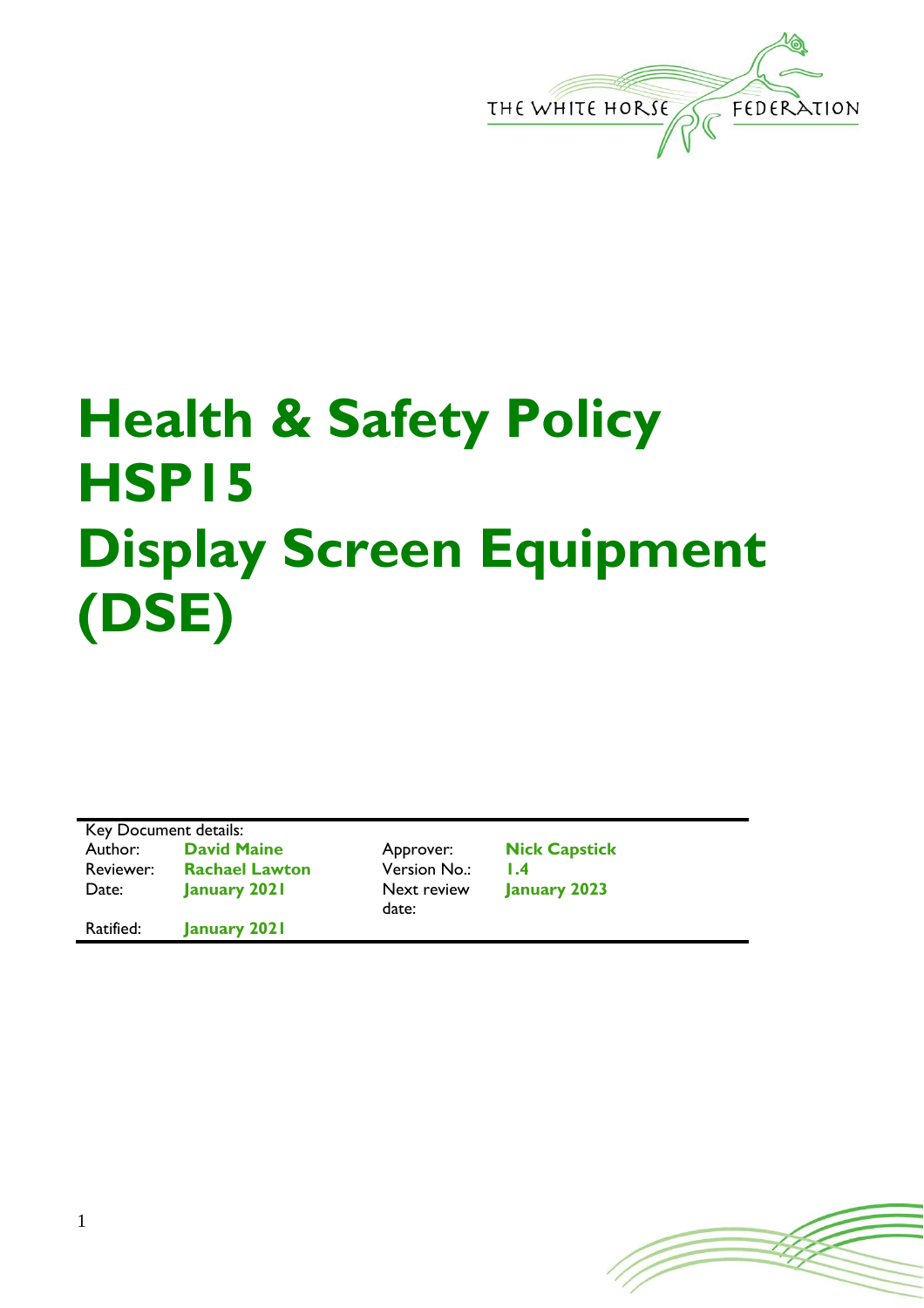THE WHITE HORSE FEDERATION

# Health & Safety Policy HSP15 Display Screen Equipment (DSE)

| Key Document details: | | | |
|---|---|---|---|
| Author: | **David Maine** | Approver: | **Nick Capstick** |
| Reviewer: | **Rachael Lawton** | Version No.: | **1.4** |
| Date: | **January 2021** | Next review date: | **January 2023** |
| Ratified: | **January 2021** | | |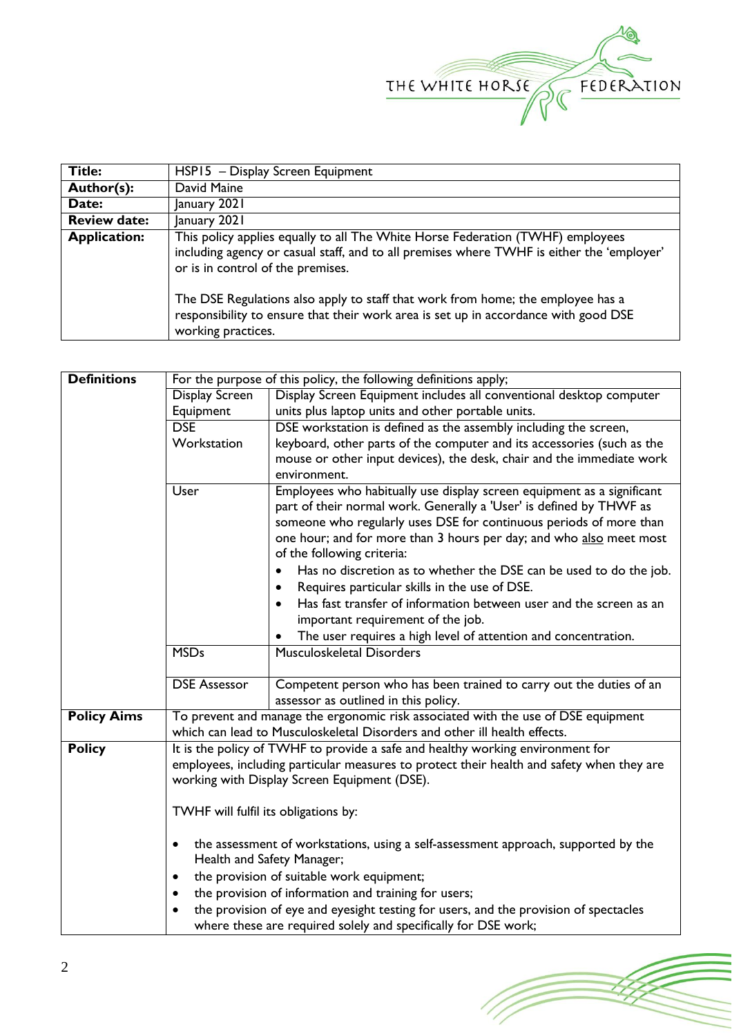| | |
|---|---|
| **Title:** | HSP15 – Display Screen Equipment |
| **Author(s):** | David Maine |
| **Date:** | January 2021 |
| **Review date:** | January 2021 |
| **Application:** | This policy applies equally to all The White Horse Federation (TWHF) employees including agency or casual staff, and to all premises where TWHF is either the 'employer' or is in control of the premises.<br><br>The DSE Regulations also apply to staff that work from home; the employee has a responsibility to ensure that their work area is set up in accordance with good DSE working practices. |

| | | |
|---|---|---|
| **Definitions** | For the purpose of this policy, the following definitions apply; | |
| | Display Screen Equipment | Display Screen Equipment includes all conventional desktop computer units plus laptop units and other portable units. |
| | DSE Workstation | DSE workstation is defined as the assembly including the screen, keyboard, other parts of the computer and its accessories (such as the mouse or other input devices), the desk, chair and the immediate work environment. |
| | User | Employees who habitually use display screen equipment as a significant part of their normal work. Generally a 'User' is defined by THWF as someone who regularly uses DSE for continuous periods of more than one hour; and for more than 3 hours per day; and who <u>also</u> meet most of the following criteria:<br>• Has no discretion as to whether the DSE can be used to do the job.<br>• Requires particular skills in the use of DSE.<br>• Has fast transfer of information between user and the screen as an important requirement of the job.<br>• The user requires a high level of attention and concentration. |
| | MSDs | Musculoskeletal Disorders |
| | DSE Assessor | Competent person who has been trained to carry out the duties of an assessor as outlined in this policy. |
| **Policy Aims** | To prevent and manage the ergonomic risk associated with the use of DSE equipment which can lead to Musculoskeletal Disorders and other ill health effects. | |
| **Policy** | It is the policy of TWHF to provide a safe and healthy working environment for employees, including particular measures to protect their health and safety when they are working with Display Screen Equipment (DSE).<br><br>TWHF will fulfil its obligations by:<br><br>• the assessment of workstations, using a self-assessment approach, supported by the Health and Safety Manager;<br>• the provision of suitable work equipment;<br>• the provision of information and training for users;<br>• the provision of eye and eyesight testing for users, and the provision of spectacles where these are required solely and specifically for DSE work; | |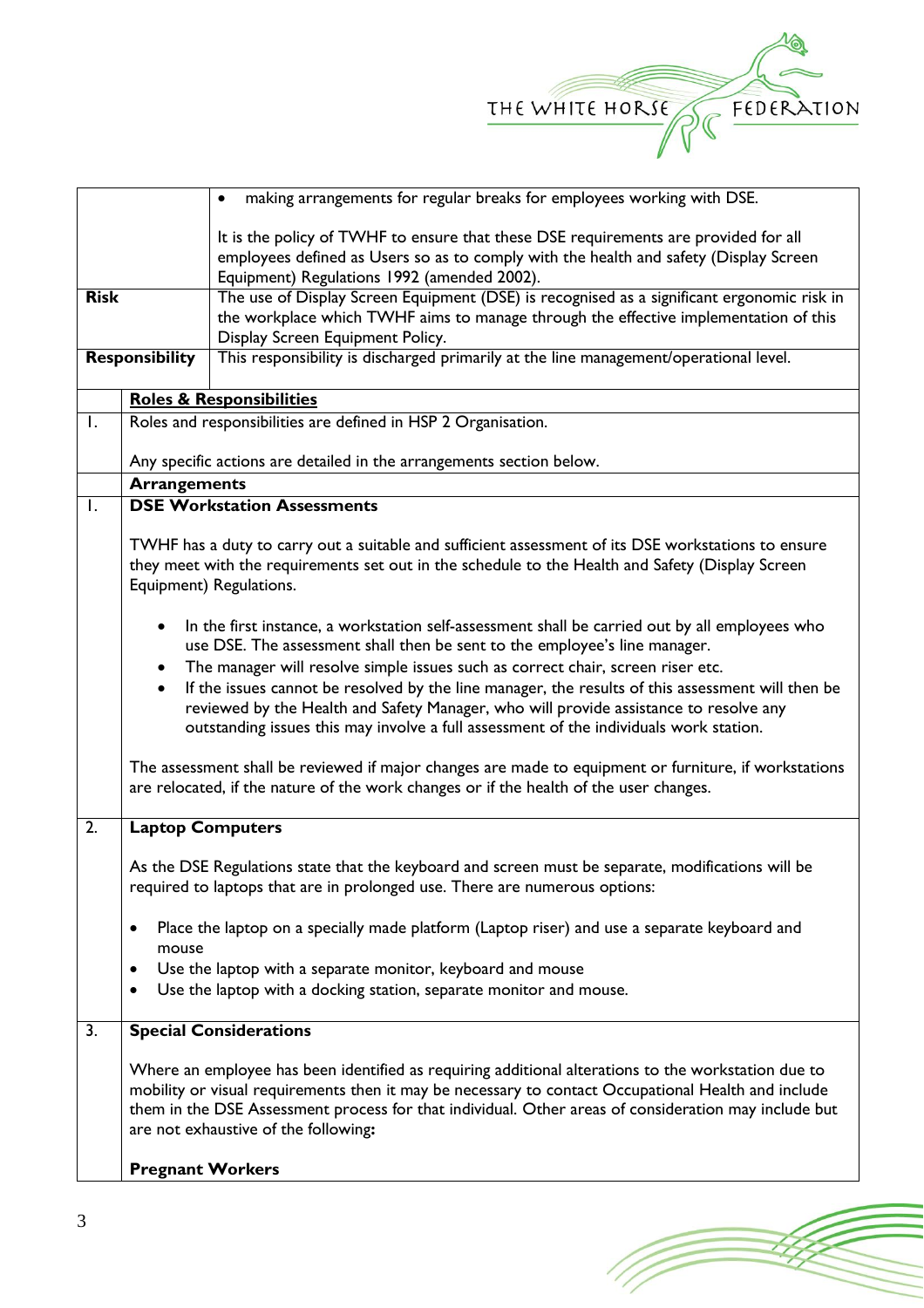| | |
|---|---|
| | • making arrangements for regular breaks for employees working with DSE.<br><br>It is the policy of TWHF to ensure that these DSE requirements are provided for all employees defined as Users so as to comply with the health and safety (Display Screen Equipment) Regulations 1992 (amended 2002). |
| **Risk** | The use of Display Screen Equipment (DSE) is recognised as a significant ergonomic risk in the workplace which TWHF aims to manage through the effective implementation of this Display Screen Equipment Policy. |
| **Responsibility** | This responsibility is discharged primarily at the line management/operational level. |

| | |
|---|---|
| | **Roles & Responsibilities** |
| 1. | Roles and responsibilities are defined in HSP 2 Organisation.<br><br>Any specific actions are detailed in the arrangements section below. |
| | **Arrangements** |
| 1. | **DSE Workstation Assessments**<br><br>TWHF has a duty to carry out a suitable and sufficient assessment of its DSE workstations to ensure they meet with the requirements set out in the schedule to the Health and Safety (Display Screen Equipment) Regulations.<br><br>• In the first instance, a workstation self-assessment shall be carried out by all employees who use DSE. The assessment shall then be sent to the employee's line manager.<br>• The manager will resolve simple issues such as correct chair, screen riser etc.<br>• If the issues cannot be resolved by the line manager, the results of this assessment will then be reviewed by the Health and Safety Manager, who will provide assistance to resolve any outstanding issues this may involve a full assessment of the individuals work station.<br><br>The assessment shall be reviewed if major changes are made to equipment or furniture, if workstations are relocated, if the nature of the work changes or if the health of the user changes. |
| 2. | **Laptop Computers**<br><br>As the DSE Regulations state that the keyboard and screen must be separate, modifications will be required to laptops that are in prolonged use. There are numerous options:<br><br>• Place the laptop on a specially made platform (Laptop riser) and use a separate keyboard and mouse<br>• Use the laptop with a separate monitor, keyboard and mouse<br>• Use the laptop with a docking station, separate monitor and mouse. |
| 3. | **Special Considerations**<br><br>Where an employee has been identified as requiring additional alterations to the workstation due to mobility or visual requirements then it may be necessary to contact Occupational Health and include them in the DSE Assessment process for that individual. Other areas of consideration may include but are not exhaustive of the following**:**<br><br>**Pregnant Workers** |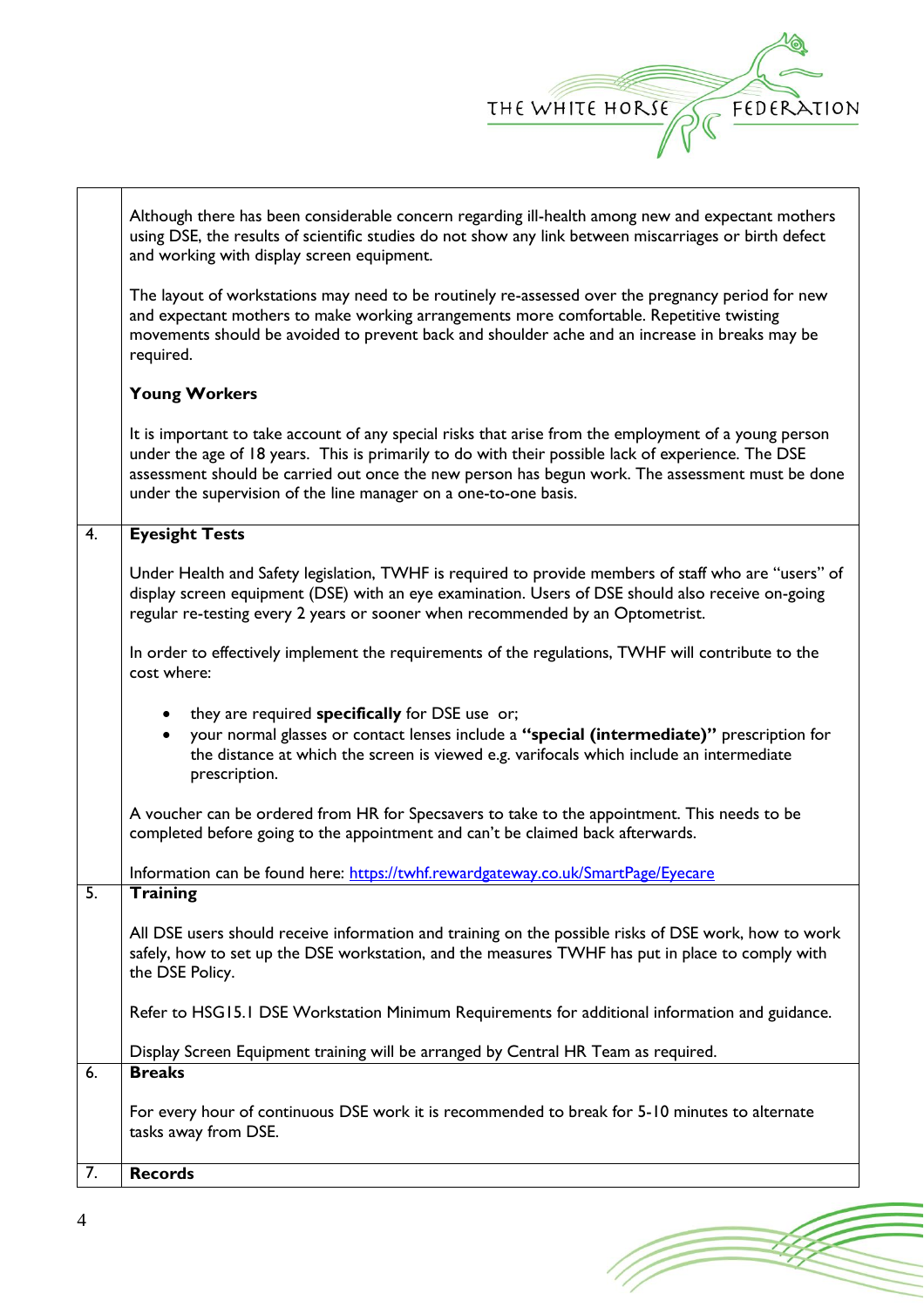| | |
|---|---|
| | Although there has been considerable concern regarding ill-health among new and expectant mothers using DSE, the results of scientific studies do not show any link between miscarriages or birth defect and working with display screen equipment.<br><br>The layout of workstations may need to be routinely re-assessed over the pregnancy period for new and expectant mothers to make working arrangements more comfortable. Repetitive twisting movements should be avoided to prevent back and shoulder ache and an increase in breaks may be required.<br><br>**Young Workers**<br><br>It is important to take account of any special risks that arise from the employment of a young person under the age of 18 years. This is primarily to do with their possible lack of experience. The DSE assessment should be carried out once the new person has begun work. The assessment must be done under the supervision of the line manager on a one-to-one basis. |
| 4. | **Eyesight Tests**<br><br>Under Health and Safety legislation, TWHF is required to provide members of staff who are "users" of display screen equipment (DSE) with an eye examination. Users of DSE should also receive on-going regular re-testing every 2 years or sooner when recommended by an Optometrist.<br><br>In order to effectively implement the requirements of the regulations, TWHF will contribute to the cost where:<br><br>• they are required **specifically** for DSE use or;<br>• your normal glasses or contact lenses include a **"special (intermediate)"** prescription for the distance at which the screen is viewed e.g. varifocals which include an intermediate prescription.<br><br>A voucher can be ordered from HR for Specsavers to take to the appointment. This needs to be completed before going to the appointment and can't be claimed back afterwards.<br><br>Information can be found here: [https://twhf.rewardgateway.co.uk/SmartPage/Eyecare](https://twhf.rewardgateway.co.uk/SmartPage/Eyecare) |
| 5. | **Training**<br><br>All DSE users should receive information and training on the possible risks of DSE work, how to work safely, how to set up the DSE workstation, and the measures TWHF has put in place to comply with the DSE Policy.<br><br>Refer to HSG15.1 DSE Workstation Minimum Requirements for additional information and guidance.<br><br>Display Screen Equipment training will be arranged by Central HR Team as required. |
| 6. | **Breaks**<br><br>For every hour of continuous DSE work it is recommended to break for 5-10 minutes to alternate tasks away from DSE. |
| 7. | **Records** |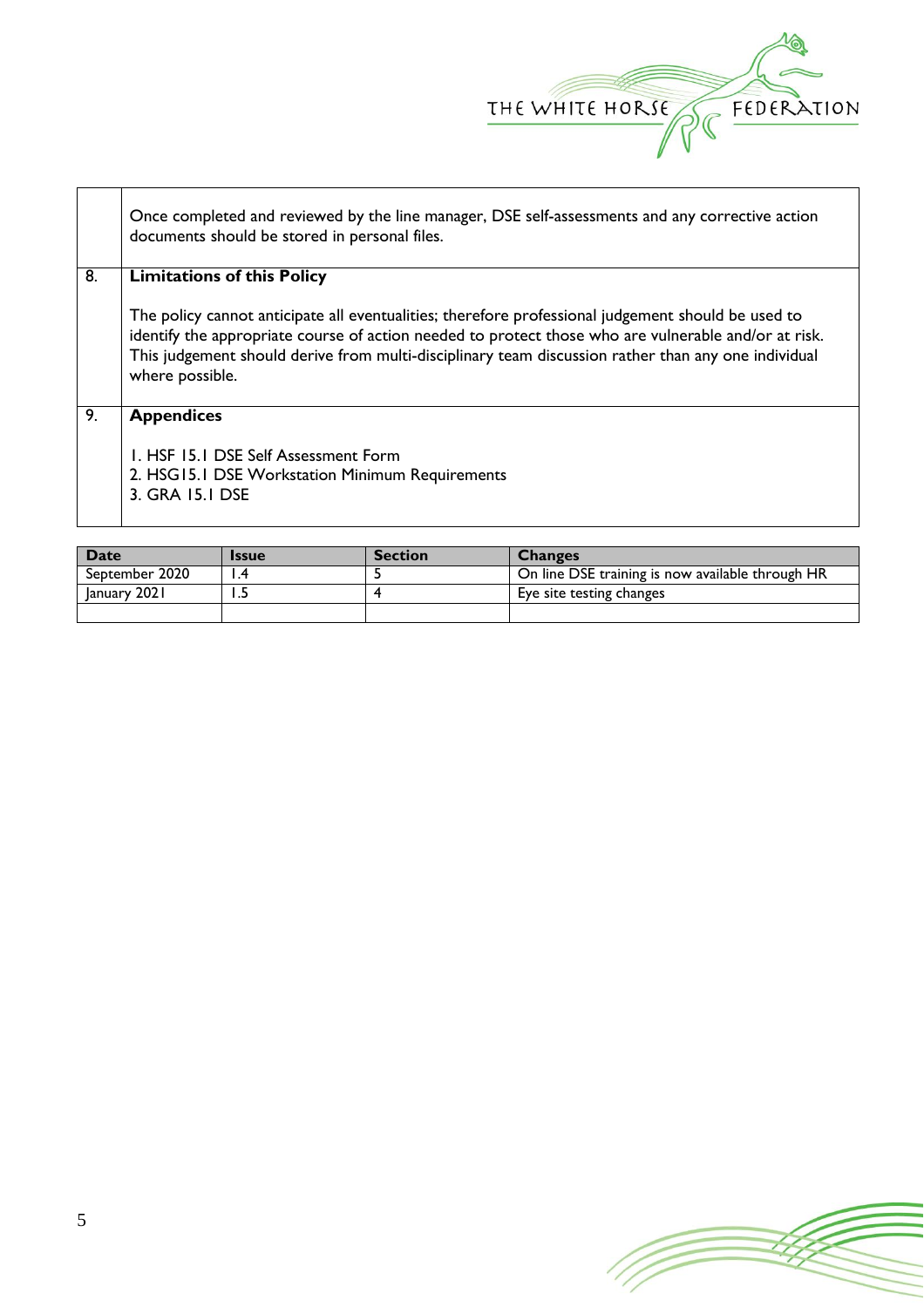Once completed and reviewed by the line manager, DSE self-assessments and any corrective action documents should be stored in personal files.

## 8. Limitations of this Policy

The policy cannot anticipate all eventualities; therefore professional judgement should be used to identify the appropriate course of action needed to protect those who are vulnerable and/or at risk. This judgement should derive from multi-disciplinary team discussion rather than any one individual where possible.

## 9. Appendices

1. HSF 15.1 DSE Self Assessment Form
2. HSG15.1 DSE Workstation Minimum Requirements
3. GRA 15.1 DSE

| Date | Issue | Section | Changes |
|---|---|---|---|
| September 2020 | 1.4 | 5 | On line DSE training is now available through HR |
| January 2021 | 1.5 | 4 | Eye site testing changes |
| | | | |